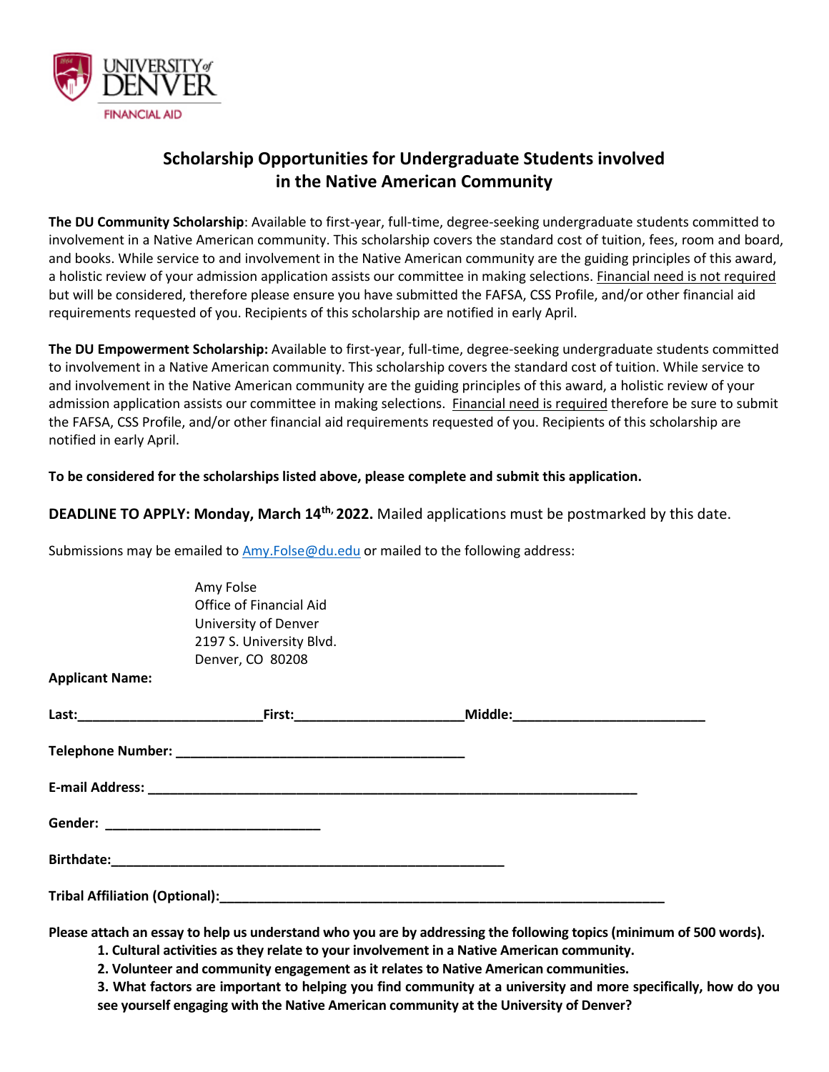UNIVERSITY of DENVER
FINANCIAL AID

## Scholarship Opportunities for Undergraduate Students involved in the Native American Community

**The DU Community Scholarship**: Available to first-year, full-time, degree-seeking undergraduate students committed to involvement in a Native American community. This scholarship covers the standard cost of tuition, fees, room and board, and books. While service to and involvement in the Native American community are the guiding principles of this award, a holistic review of your admission application assists our committee in making selections. Financial need is not required but will be considered, therefore please ensure you have submitted the FAFSA, CSS Profile, and/or other financial aid requirements requested of you. Recipients of this scholarship are notified in early April.

**The DU Empowerment Scholarship:** Available to first-year, full-time, degree-seeking undergraduate students committed to involvement in a Native American community. This scholarship covers the standard cost of tuition. While service to and involvement in the Native American community are the guiding principles of this award, a holistic review of your admission application assists our committee in making selections. Financial need is required therefore be sure to submit the FAFSA, CSS Profile, and/or other financial aid requirements requested of you. Recipients of this scholarship are notified in early April.

**To be considered for the scholarships listed above, please complete and submit this application.**

**DEADLINE TO APPLY: Monday, March 14th, 2022.** Mailed applications must be postmarked by this date.

Submissions may be emailed to Amy.Folse@du.edu or mailed to the following address:

Amy Folse
Office of Financial Aid
University of Denver
2197 S. University Blvd.
Denver, CO 80208

**Applicant Name:**

**Last:**_________________________ **First:**______________________ **Middle:**_________________________

**Telephone Number:** _______________________________________

**E-mail Address:** __________________________________________________________________

**Gender:** ____________________________

**Birthdate:**_____________________________________________________

**Tribal Affiliation (Optional):**____________________________________________________________

**Please attach an essay to help us understand who you are by addressing the following topics (minimum of 500 words).**

1. **Cultural activities as they relate to your involvement in a Native American community.**
2. **Volunteer and community engagement as it relates to Native American communities.**
3. **What factors are important to helping you find community at a university and more specifically, how do you see yourself engaging with the Native American community at the University of Denver?**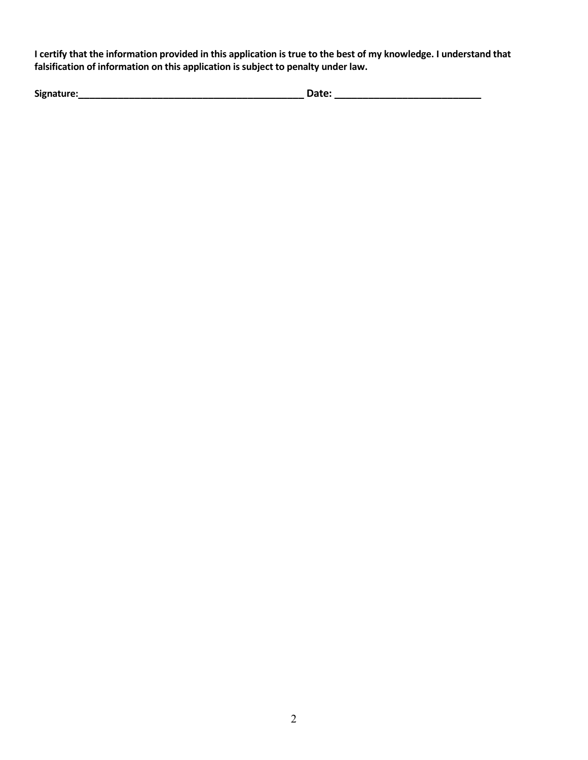**I certify that the information provided in this application is true to the best of my knowledge. I understand that falsification of information on this application is subject to penalty under law.**

**Signature:_________________________________________ Date: ___________________________**